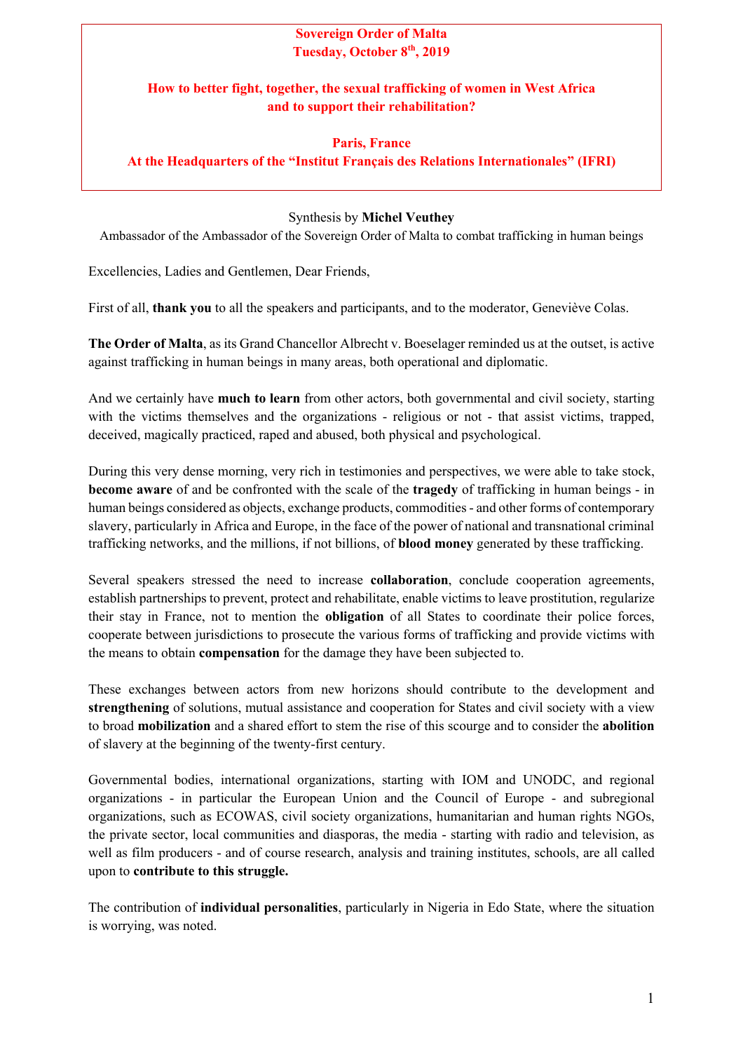**Sovereign Order of Malta**
**Tuesday, October 8th, 2019**

**How to better fight, together, the sexual trafficking of women in West Africa and to support their rehabilitation?**

**Paris, France**
**At the Headquarters of the "Institut Français des Relations Internationales" (IFRI)**

Synthesis by **Michel Veuthey**
Ambassador of the Ambassador of the Sovereign Order of Malta to combat trafficking in human beings

Excellencies, Ladies and Gentlemen, Dear Friends,

First of all, **thank you** to all the speakers and participants, and to the moderator, Geneviève Colas.

**The Order of Malta**, as its Grand Chancellor Albrecht v. Boeselager reminded us at the outset, is active against trafficking in human beings in many areas, both operational and diplomatic.

And we certainly have **much to learn** from other actors, both governmental and civil society, starting with the victims themselves and the organizations - religious or not - that assist victims, trapped, deceived, magically practiced, raped and abused, both physical and psychological.

During this very dense morning, very rich in testimonies and perspectives, we were able to take stock, **become aware** of and be confronted with the scale of the **tragedy** of trafficking in human beings - in human beings considered as objects, exchange products, commodities - and other forms of contemporary slavery, particularly in Africa and Europe, in the face of the power of national and transnational criminal trafficking networks, and the millions, if not billions, of **blood money** generated by these trafficking.

Several speakers stressed the need to increase **collaboration**, conclude cooperation agreements, establish partnerships to prevent, protect and rehabilitate, enable victims to leave prostitution, regularize their stay in France, not to mention the **obligation** of all States to coordinate their police forces, cooperate between jurisdictions to prosecute the various forms of trafficking and provide victims with the means to obtain **compensation** for the damage they have been subjected to.

These exchanges between actors from new horizons should contribute to the development and **strengthening** of solutions, mutual assistance and cooperation for States and civil society with a view to broad **mobilization** and a shared effort to stem the rise of this scourge and to consider the **abolition** of slavery at the beginning of the twenty-first century.

Governmental bodies, international organizations, starting with IOM and UNODC, and regional organizations - in particular the European Union and the Council of Europe - and subregional organizations, such as ECOWAS, civil society organizations, humanitarian and human rights NGOs, the private sector, local communities and diasporas, the media - starting with radio and television, as well as film producers - and of course research, analysis and training institutes, schools, are all called upon to **contribute to this struggle.**

The contribution of **individual personalities**, particularly in Nigeria in Edo State, where the situation is worrying, was noted.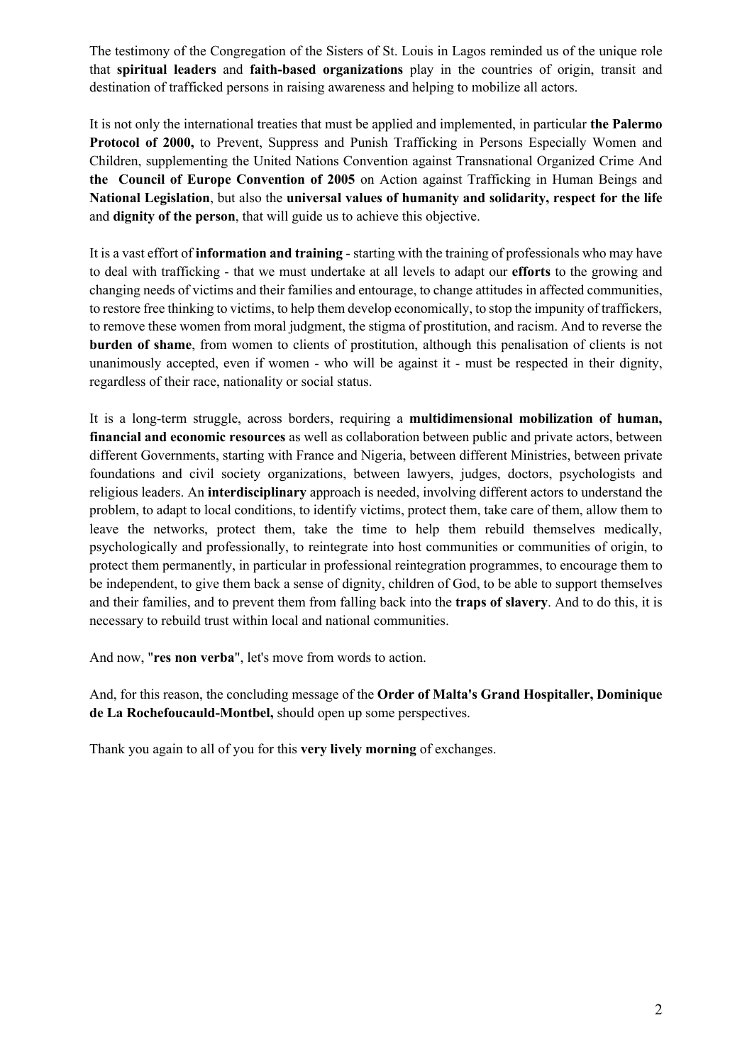The testimony of the Congregation of the Sisters of St. Louis in Lagos reminded us of the unique role that **spiritual leaders** and **faith-based organizations** play in the countries of origin, transit and destination of trafficked persons in raising awareness and helping to mobilize all actors.

It is not only the international treaties that must be applied and implemented, in particular **the Palermo Protocol of 2000,** to Prevent, Suppress and Punish Trafficking in Persons Especially Women and Children, supplementing the United Nations Convention against Transnational Organized Crime And **the Council of Europe Convention of 2005** on Action against Trafficking in Human Beings and **National Legislation**, but also the **universal values of humanity and solidarity, respect for the life** and **dignity of the person**, that will guide us to achieve this objective.

It is a vast effort of **information and training** - starting with the training of professionals who may have to deal with trafficking - that we must undertake at all levels to adapt our **efforts** to the growing and changing needs of victims and their families and entourage, to change attitudes in affected communities, to restore free thinking to victims, to help them develop economically, to stop the impunity of traffickers, to remove these women from moral judgment, the stigma of prostitution, and racism. And to reverse the **burden of shame**, from women to clients of prostitution, although this penalisation of clients is not unanimously accepted, even if women - who will be against it - must be respected in their dignity, regardless of their race, nationality or social status.

It is a long-term struggle, across borders, requiring a **multidimensional mobilization of human, financial and economic resources** as well as collaboration between public and private actors, between different Governments, starting with France and Nigeria, between different Ministries, between private foundations and civil society organizations, between lawyers, judges, doctors, psychologists and religious leaders. An **interdisciplinary** approach is needed, involving different actors to understand the problem, to adapt to local conditions, to identify victims, protect them, take care of them, allow them to leave the networks, protect them, take the time to help them rebuild themselves medically, psychologically and professionally, to reintegrate into host communities or communities of origin, to protect them permanently, in particular in professional reintegration programmes, to encourage them to be independent, to give them back a sense of dignity, children of God, to be able to support themselves and their families, and to prevent them from falling back into the **traps of slavery**. And to do this, it is necessary to rebuild trust within local and national communities.

And now, "**res non verba**", let's move from words to action.

And, for this reason, the concluding message of the **Order of Malta's Grand Hospitaller, Dominique de La Rochefoucauld-Montbel,** should open up some perspectives.

Thank you again to all of you for this **very lively morning** of exchanges.